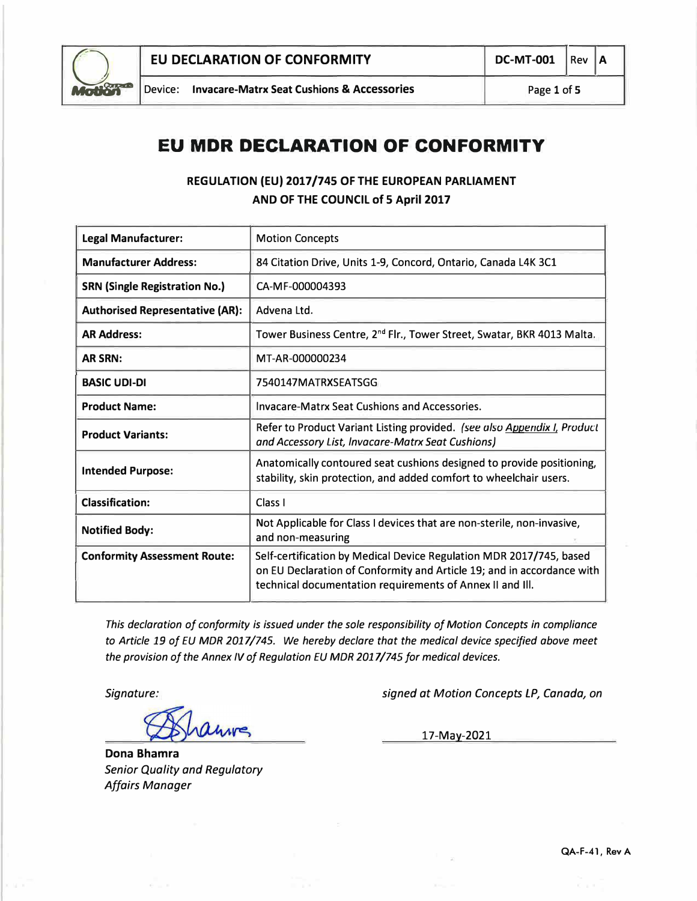# EU MDR DECLARATION OF CONFORMITY

### REGULATION (EU) 2017/745 OF THE EUROPEAN PARLIAMENT AND OF THE COUNCIL of 5 April 2017

| | |
|---|---|
| **Legal Manufacturer:** | Motion Concepts |
| **Manufacturer Address:** | 84 Citation Drive, Units 1-9, Concord, Ontario, Canada L4K 3C1 |
| **SRN (Single Registration No.)** | CA-MF-000004393 |
| **Authorised Representative (AR):** | Advena Ltd. |
| **AR Address:** | Tower Business Centre, 2nd Flr., Tower Street, Swatar, BKR 4013 Malta. |
| **AR SRN:** | MT-AR-000000234 |
| **BASIC UDI-DI** | 7540147MATRXSEATSGG |
| **Product Name:** | Invacare-Matrx Seat Cushions and Accessories. |
| **Product Variants:** | Refer to Product Variant Listing provided. *(see also Appendix I, Product and Accessory List, Invacare-Matrx Seat Cushions)* |
| **Intended Purpose:** | Anatomically contoured seat cushions designed to provide positioning, stability, skin protection, and added comfort to wheelchair users. |
| **Classification:** | Class I |
| **Notified Body:** | Not Applicable for Class I devices that are non-sterile, non-invasive, and non-measuring |
| **Conformity Assessment Route:** | Self-certification by Medical Device Regulation MDR 2017/745, based on EU Declaration of Conformity and Article 19; and in accordance with technical documentation requirements of Annex II and III. |

*This declaration of conformity is issued under the sole responsibility of Motion Concepts in compliance to Article 19 of EU MDR 2017/745. We hereby declare that the medical device specified above meet the provision of the Annex IV of Regulation EU MDR 2017/745 for medical devices.*

*Signature:*

*signed at Motion Concepts LP, Canada, on* 17-May-2021

**Dona Bhamra**
*Senior Quality and Regulatory Affairs Manager*

QA-F-41, Rev A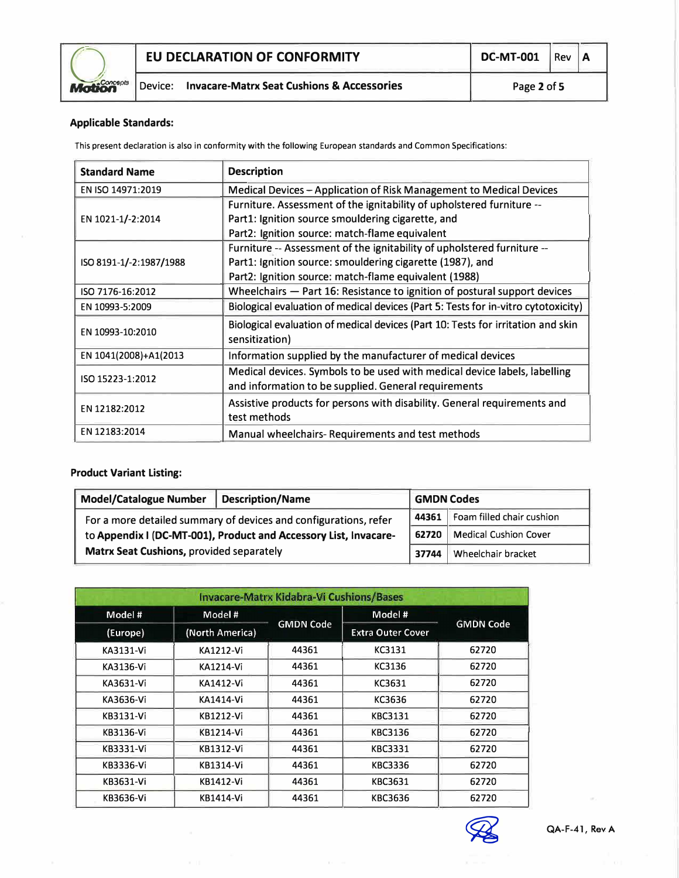### Applicable Standards:

This present declaration is also in conformity with the following European standards and Common Specifications:

| Standard Name | Description |
|---|---|
| EN ISO 14971:2019 | Medical Devices – Application of Risk Management to Medical Devices |
| EN 1021-1/-2:2014 | Furniture. Assessment of the ignitability of upholstered furniture -- Part1: Ignition source smouldering cigarette, and Part2: Ignition source: match-flame equivalent |
| ISO 8191-1/-2:1987/1988 | Furniture -- Assessment of the ignitability of upholstered furniture -- Part1: Ignition source: smouldering cigarette (1987), and Part2: Ignition source: match-flame equivalent (1988) |
| ISO 7176-16:2012 | Wheelchairs — Part 16: Resistance to ignition of postural support devices |
| EN 10993-5:2009 | Biological evaluation of medical devices (Part 5: Tests for in-vitro cytotoxicity) |
| EN 10993-10:2010 | Biological evaluation of medical devices (Part 10: Tests for irritation and skin sensitization) |
| EN 1041(2008)+A1(2013 | Information supplied by the manufacturer of medical devices |
| ISO 15223-1:2012 | Medical devices. Symbols to be used with medical device labels, labelling and information to be supplied. General requirements |
| EN 12182:2012 | Assistive products for persons with disability. General requirements and test methods |
| EN 12183:2014 | Manual wheelchairs- Requirements and test methods |

### Product Variant Listing:

| Model/Catalogue Number | Description/Name | GMDN Codes | |
|---|---|---|---|
| For a more detailed summary of devices and configurations, refer to **Appendix I (DC-MT-001), Product and Accessory List, Invacare-Matrx Seat Cushions,** provided separately | | **44361** | Foam filled chair cushion |
| | | **62720** | Medical Cushion Cover |
| | | **37744** | Wheelchair bracket |

| Invacare-Matrx Kidabra-Vi Cushions/Bases | | | | |
|---|---|---|---|---|
| Model # (Europe) | Model # (North America) | GMDN Code | Model # Extra Outer Cover | GMDN Code |
| KA3131-Vi | KA1212-Vi | 44361 | KC3131 | 62720 |
| KA3136-Vi | KA1214-Vi | 44361 | KC3136 | 62720 |
| KA3631-Vi | KA1412-Vi | 44361 | KC3631 | 62720 |
| KA3636-Vi | KA1414-Vi | 44361 | KC3636 | 62720 |
| KB3131-Vi | KB1212-Vi | 44361 | KBC3131 | 62720 |
| KB3136-Vi | KB1214-Vi | 44361 | KBC3136 | 62720 |
| KB3331-Vi | KB1312-Vi | 44361 | KBC3331 | 62720 |
| KB3336-Vi | KB1314-Vi | 44361 | KBC3336 | 62720 |
| KB3631-Vi | KB1412-Vi | 44361 | KBC3631 | 62720 |
| KB3636-Vi | KB1414-Vi | 44361 | KBC3636 | 62720 |

QA-F-41, Rev A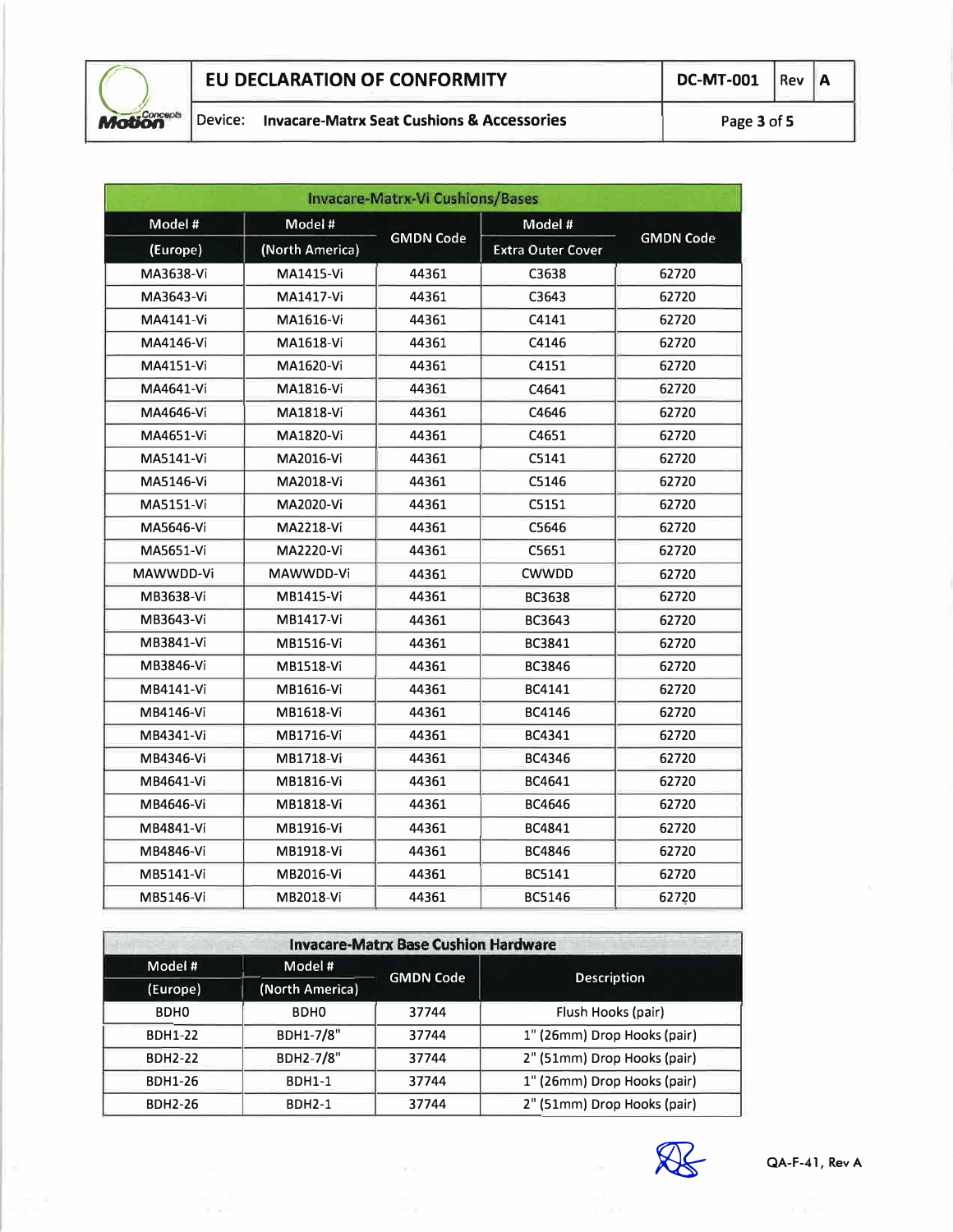| Invacare-Matrx-Vi Cushions/Bases | | | | |
|---|---|---|---|---|
| Model # (Europe) | Model # (North America) | GMDN Code | Model # Extra Outer Cover | GMDN Code |
| MA3638-Vi | MA1415-Vi | 44361 | C3638 | 62720 |
| MA3643-Vi | MA1417-Vi | 44361 | C3643 | 62720 |
| MA4141-Vi | MA1616-Vi | 44361 | C4141 | 62720 |
| MA4146-Vi | MA1618-Vi | 44361 | C4146 | 62720 |
| MA4151-Vi | MA1620-Vi | 44361 | C4151 | 62720 |
| MA4641-Vi | MA1816-Vi | 44361 | C4641 | 62720 |
| MA4646-Vi | MA1818-Vi | 44361 | C4646 | 62720 |
| MA4651-Vi | MA1820-Vi | 44361 | C4651 | 62720 |
| MA5141-Vi | MA2016-Vi | 44361 | C5141 | 62720 |
| MA5146-Vi | MA2018-Vi | 44361 | C5146 | 62720 |
| MA5151-Vi | MA2020-Vi | 44361 | C5151 | 62720 |
| MA5646-Vi | MA2218-Vi | 44361 | C5646 | 62720 |
| MA5651-Vi | MA2220-Vi | 44361 | C5651 | 62720 |
| MAWWDD-Vi | MAWWDD-Vi | 44361 | CWWDD | 62720 |
| MB3638-Vi | MB1415-Vi | 44361 | BC3638 | 62720 |
| MB3643-Vi | MB1417-Vi | 44361 | BC3643 | 62720 |
| MB3841-Vi | MB1516-Vi | 44361 | BC3841 | 62720 |
| MB3846-Vi | MB1518-Vi | 44361 | BC3846 | 62720 |
| MB4141-Vi | MB1616-Vi | 44361 | BC4141 | 62720 |
| MB4146-Vi | MB1618-Vi | 44361 | BC4146 | 62720 |
| MB4341-Vi | MB1716-Vi | 44361 | BC4341 | 62720 |
| MB4346-Vi | MB1718-Vi | 44361 | BC4346 | 62720 |
| MB4641-Vi | MB1816-Vi | 44361 | BC4641 | 62720 |
| MB4646-Vi | MB1818-Vi | 44361 | BC4646 | 62720 |
| MB4841-Vi | MB1916-Vi | 44361 | BC4841 | 62720 |
| MB4846-Vi | MB1918-Vi | 44361 | BC4846 | 62720 |
| MB5141-Vi | MB2016-Vi | 44361 | BC5141 | 62720 |
| MB5146-Vi | MB2018-Vi | 44361 | BC5146 | 62720 |

| Invacare-Matrx Base Cushion Hardware | | | |
|---|---|---|---|
| Model # (Europe) | Model # (North America) | GMDN Code | Description |
| BDH0 | BDH0 | 37744 | Flush Hooks (pair) |
| BDH1-22 | BDH1-7/8" | 37744 | 1" (26mm) Drop Hooks (pair) |
| BDH2-22 | BDH2-7/8" | 37744 | 2" (51mm) Drop Hooks (pair) |
| BDH1-26 | BDH1-1 | 37744 | 1" (26mm) Drop Hooks (pair) |
| BDH2-26 | BDH2-1 | 37744 | 2" (51mm) Drop Hooks (pair) |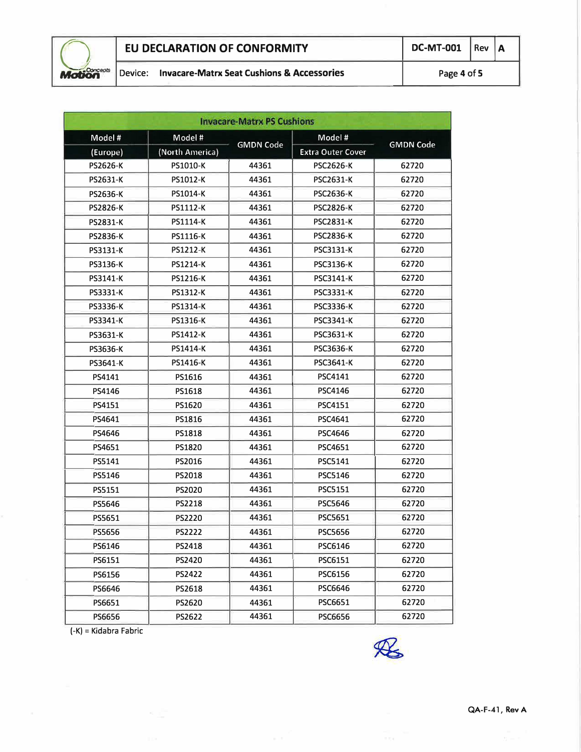| Invacare-Matrx PS Cushions | | | | |
|---|---|---|---|---|
| Model # (Europe) | Model # (North America) | GMDN Code | Model # Extra Outer Cover | GMDN Code |
| PS2626-K | PS1010-K | 44361 | PSC2626-K | 62720 |
| PS2631-K | PS1012-K | 44361 | PSC2631-K | 62720 |
| PS2636-K | PS1014-K | 44361 | PSC2636-K | 62720 |
| PS2826-K | PS1112-K | 44361 | PSC2826-K | 62720 |
| PS2831-K | PS1114-K | 44361 | PSC2831-K | 62720 |
| PS2836-K | PS1116-K | 44361 | PSC2836-K | 62720 |
| PS3131-K | PS1212-K | 44361 | PSC3131-K | 62720 |
| PS3136-K | PS1214-K | 44361 | PSC3136-K | 62720 |
| PS3141-K | PS1216-K | 44361 | PSC3141-K | 62720 |
| PS3331-K | PS1312-K | 44361 | PSC3331-K | 62720 |
| PS3336-K | PS1314-K | 44361 | PSC3336-K | 62720 |
| PS3341-K | PS1316-K | 44361 | PSC3341-K | 62720 |
| PS3631-K | PS1412-K | 44361 | PSC3631-K | 62720 |
| PS3636-K | PS1414-K | 44361 | PSC3636-K | 62720 |
| PS3641-K | PS1416-K | 44361 | PSC3641-K | 62720 |
| PS4141 | PS1616 | 44361 | PSC4141 | 62720 |
| PS4146 | PS1618 | 44361 | PSC4146 | 62720 |
| PS4151 | PS1620 | 44361 | PSC4151 | 62720 |
| PS4641 | PS1816 | 44361 | PSC4641 | 62720 |
| PS4646 | PS1818 | 44361 | PSC4646 | 62720 |
| PS4651 | PS1820 | 44361 | PSC4651 | 62720 |
| PS5141 | PS2016 | 44361 | PSC5141 | 62720 |
| PS5146 | PS2018 | 44361 | PSC5146 | 62720 |
| PS5151 | PS2020 | 44361 | PSC5151 | 62720 |
| PS5646 | PS2218 | 44361 | PSC5646 | 62720 |
| PS5651 | PS2220 | 44361 | PSC5651 | 62720 |
| PS5656 | PS2222 | 44361 | PSC5656 | 62720 |
| PS6146 | PS2418 | 44361 | PSC6146 | 62720 |
| PS6151 | PS2420 | 44361 | PSC6151 | 62720 |
| PS6156 | PS2422 | 44361 | PSC6156 | 62720 |
| PS6646 | PS2618 | 44361 | PSC6646 | 62720 |
| PS6651 | PS2620 | 44361 | PSC6651 | 62720 |
| PS6656 | PS2622 | 44361 | PSC6656 | 62720 |

(-K) = Kidabra Fabric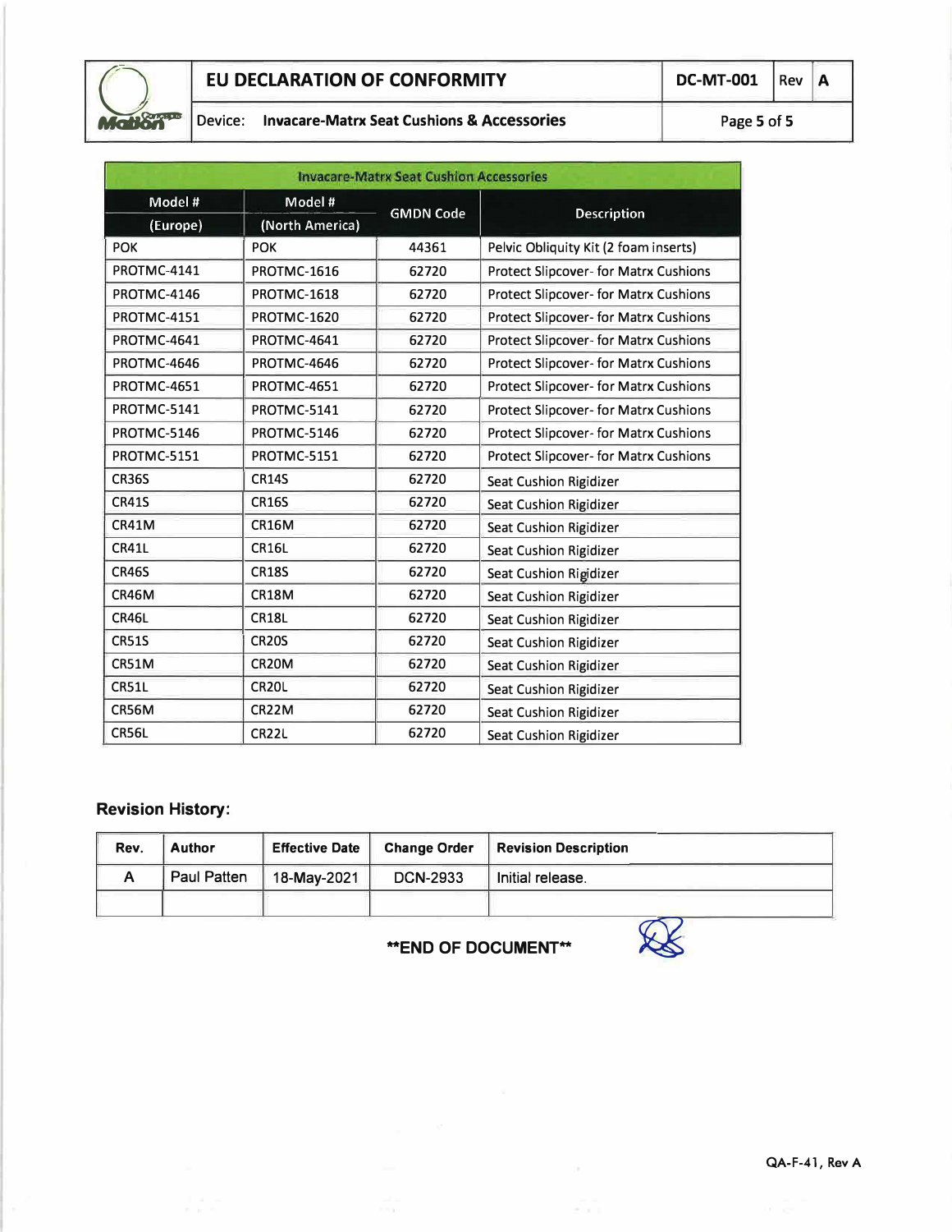| Invacare-Matrx Seat Cushion Accessories | | | |
|---|---|---|---|
| Model # (Europe) | Model # (North America) | GMDN Code | Description |
| POK | POK | 44361 | Pelvic Obliquity Kit (2 foam inserts) |
| PROTMC-4141 | PROTMC-1616 | 62720 | Protect Slipcover- for Matrx Cushions |
| PROTMC-4146 | PROTMC-1618 | 62720 | Protect Slipcover- for Matrx Cushions |
| PROTMC-4151 | PROTMC-1620 | 62720 | Protect Slipcover- for Matrx Cushions |
| PROTMC-4641 | PROTMC-4641 | 62720 | Protect Slipcover- for Matrx Cushions |
| PROTMC-4646 | PROTMC-4646 | 62720 | Protect Slipcover- for Matrx Cushions |
| PROTMC-4651 | PROTMC-4651 | 62720 | Protect Slipcover- for Matrx Cushions |
| PROTMC-5141 | PROTMC-5141 | 62720 | Protect Slipcover- for Matrx Cushions |
| PROTMC-5146 | PROTMC-5146 | 62720 | Protect Slipcover- for Matrx Cushions |
| PROTMC-5151 | PROTMC-5151 | 62720 | Protect Slipcover- for Matrx Cushions |
| CR36S | CR14S | 62720 | Seat Cushion Rigidizer |
| CR41S | CR16S | 62720 | Seat Cushion Rigidizer |
| CR41M | CR16M | 62720 | Seat Cushion Rigidizer |
| CR41L | CR16L | 62720 | Seat Cushion Rigidizer |
| CR46S | CR18S | 62720 | Seat Cushion Rigidizer |
| CR46M | CR18M | 62720 | Seat Cushion Rigidizer |
| CR46L | CR18L | 62720 | Seat Cushion Rigidizer |
| CR51S | CR20S | 62720 | Seat Cushion Rigidizer |
| CR51M | CR20M | 62720 | Seat Cushion Rigidizer |
| CR51L | CR20L | 62720 | Seat Cushion Rigidizer |
| CR56M | CR22M | 62720 | Seat Cushion Rigidizer |
| CR56L | CR22L | 62720 | Seat Cushion Rigidizer |

**Revision History:**

| Rev. | Author | Effective Date | Change Order | Revision Description |
|---|---|---|---|---|
| A | Paul Patten | 18-May-2021 | DCN-2933 | Initial release. |
| | | | | |

**END OF DOCUMENT**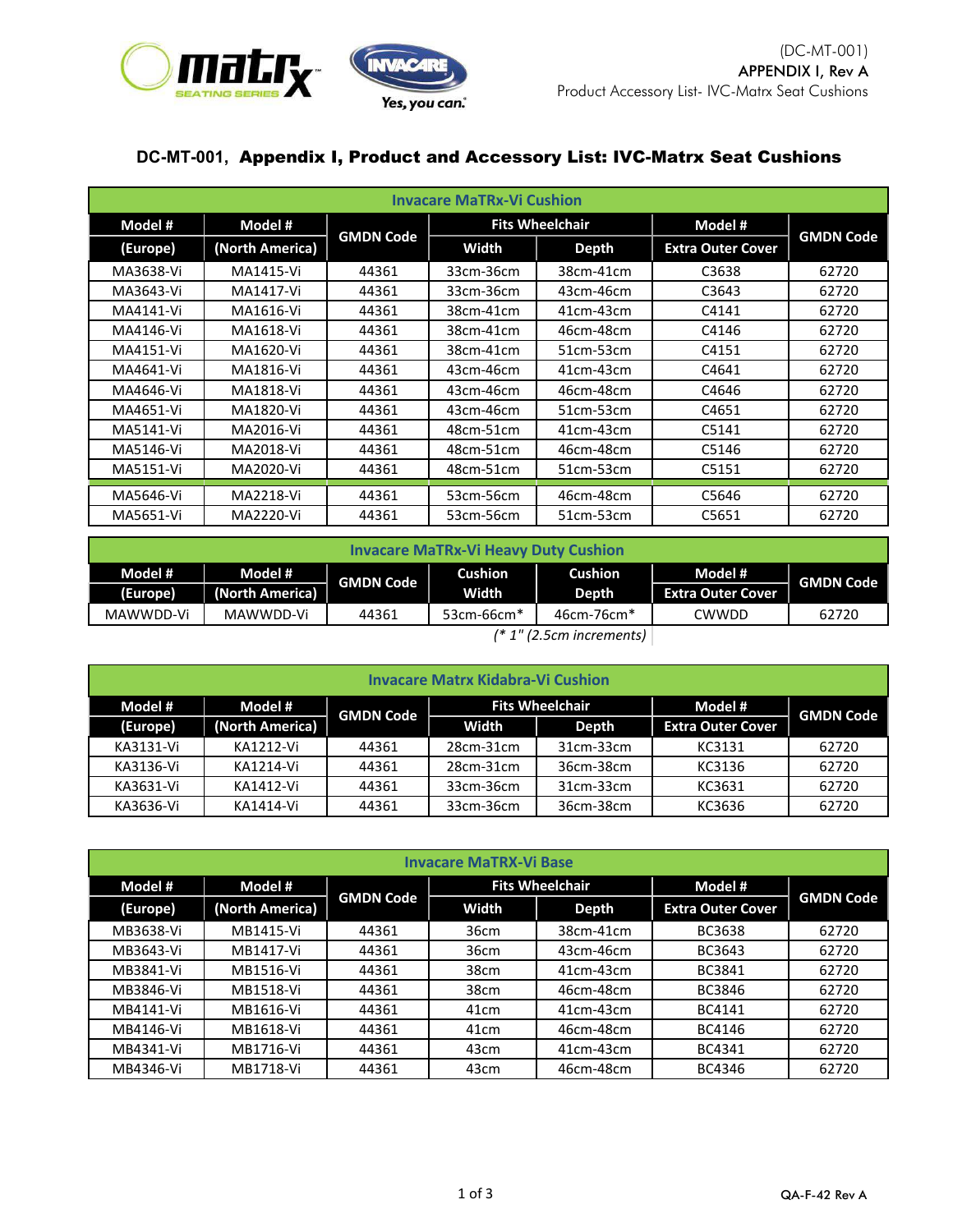(DC-MT-001)
APPENDIX I, Rev A
Product Accessory List- IVC-Matrx Seat Cushions

## DC-MT-001, Appendix I, Product and Accessory List: IVC-Matrx Seat Cushions

| Invacare MaTRx-Vi Cushion | | | | | | |
|---|---|---|---|---|---|---|
| Model # | Model # | GMDN Code | Fits Wheelchair | | Model # | GMDN Code |
| (Europe) | (North America) | | Width | Depth | Extra Outer Cover | |
| MA3638-Vi | MA1415-Vi | 44361 | 33cm-36cm | 38cm-41cm | C3638 | 62720 |
| MA3643-Vi | MA1417-Vi | 44361 | 33cm-36cm | 43cm-46cm | C3643 | 62720 |
| MA4141-Vi | MA1616-Vi | 44361 | 38cm-41cm | 41cm-43cm | C4141 | 62720 |
| MA4146-Vi | MA1618-Vi | 44361 | 38cm-41cm | 46cm-48cm | C4146 | 62720 |
| MA4151-Vi | MA1620-Vi | 44361 | 38cm-41cm | 51cm-53cm | C4151 | 62720 |
| MA4641-Vi | MA1816-Vi | 44361 | 43cm-46cm | 41cm-43cm | C4641 | 62720 |
| MA4646-Vi | MA1818-Vi | 44361 | 43cm-46cm | 46cm-48cm | C4646 | 62720 |
| MA4651-Vi | MA1820-Vi | 44361 | 43cm-46cm | 51cm-53cm | C4651 | 62720 |
| MA5141-Vi | MA2016-Vi | 44361 | 48cm-51cm | 41cm-43cm | C5141 | 62720 |
| MA5146-Vi | MA2018-Vi | 44361 | 48cm-51cm | 46cm-48cm | C5146 | 62720 |
| MA5151-Vi | MA2020-Vi | 44361 | 48cm-51cm | 51cm-53cm | C5151 | 62720 |
| MA5646-Vi | MA2218-Vi | 44361 | 53cm-56cm | 46cm-48cm | C5646 | 62720 |
| MA5651-Vi | MA2220-Vi | 44361 | 53cm-56cm | 51cm-53cm | C5651 | 62720 |

| Invacare MaTRx-Vi Heavy Duty Cushion | | | | | | |
|---|---|---|---|---|---|---|
| Model # | Model # | GMDN Code | Cushion | Cushion | Model # | GMDN Code |
| (Europe) | (North America) | | Width | Depth | Extra Outer Cover | |
| MAWWDD-Vi | MAWWDD-Vi | 44361 | 53cm-66cm* | 46cm-76cm* | CWWDD | 62720 |

*(* 1" (2.5cm increments)*

| Invacare Matrx Kidabra-Vi Cushion | | | | | | |
|---|---|---|---|---|---|---|
| Model # | Model # | GMDN Code | Fits Wheelchair | | Model # | GMDN Code |
| (Europe) | (North America) | | Width | Depth | Extra Outer Cover | |
| KA3131-Vi | KA1212-Vi | 44361 | 28cm-31cm | 31cm-33cm | KC3131 | 62720 |
| KA3136-Vi | KA1214-Vi | 44361 | 28cm-31cm | 36cm-38cm | KC3136 | 62720 |
| KA3631-Vi | KA1412-Vi | 44361 | 33cm-36cm | 31cm-33cm | KC3631 | 62720 |
| KA3636-Vi | KA1414-Vi | 44361 | 33cm-36cm | 36cm-38cm | KC3636 | 62720 |

| Invacare MaTRX-Vi Base | | | | | | |
|---|---|---|---|---|---|---|
| Model # | Model # | GMDN Code | Fits Wheelchair | | Model # | GMDN Code |
| (Europe) | (North America) | | Width | Depth | Extra Outer Cover | |
| MB3638-Vi | MB1415-Vi | 44361 | 36cm | 38cm-41cm | BC3638 | 62720 |
| MB3643-Vi | MB1417-Vi | 44361 | 36cm | 43cm-46cm | BC3643 | 62720 |
| MB3841-Vi | MB1516-Vi | 44361 | 38cm | 41cm-43cm | BC3841 | 62720 |
| MB3846-Vi | MB1518-Vi | 44361 | 38cm | 46cm-48cm | BC3846 | 62720 |
| MB4141-Vi | MB1616-Vi | 44361 | 41cm | 41cm-43cm | BC4141 | 62720 |
| MB4146-Vi | MB1618-Vi | 44361 | 41cm | 46cm-48cm | BC4146 | 62720 |
| MB4341-Vi | MB1716-Vi | 44361 | 43cm | 41cm-43cm | BC4341 | 62720 |
| MB4346-Vi | MB1718-Vi | 44361 | 43cm | 46cm-48cm | BC4346 | 62720 |

QA-F-42 Rev A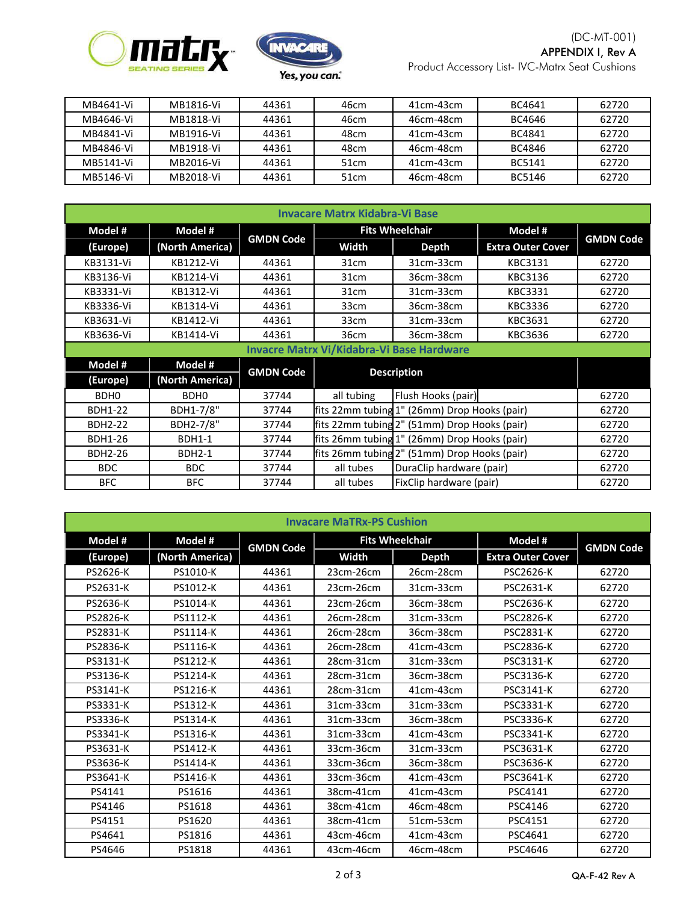| MB4641-Vi | MB1816-Vi | 44361 | 46cm | 41cm-43cm | BC4641 | 62720 |
|---|---|---|---|---|---|---|
| MB4646-Vi | MB1818-Vi | 44361 | 46cm | 46cm-48cm | BC4646 | 62720 |
| MB4841-Vi | MB1916-Vi | 44361 | 48cm | 41cm-43cm | BC4841 | 62720 |
| MB4846-Vi | MB1918-Vi | 44361 | 48cm | 46cm-48cm | BC4846 | 62720 |
| MB5141-Vi | MB2016-Vi | 44361 | 51cm | 41cm-43cm | BC5141 | 62720 |
| MB5146-Vi | MB2018-Vi | 44361 | 51cm | 46cm-48cm | BC5146 | 62720 |

| Invacare Matrx Kidabra-Vi Base | | | | | | |
|---|---|---|---|---|---|---|
| **Model #** | **Model #** | **GMDN Code** | **Fits Wheelchair** | | **Model #** | **GMDN Code** |
| **(Europe)** | **(North America)** | | **Width** | **Depth** | **Extra Outer Cover** | |
| KB3131-Vi | KB1212-Vi | 44361 | 31cm | 31cm-33cm | KBC3131 | 62720 |
| KB3136-Vi | KB1214-Vi | 44361 | 31cm | 36cm-38cm | KBC3136 | 62720 |
| KB3331-Vi | KB1312-Vi | 44361 | 31cm | 31cm-33cm | KBC3331 | 62720 |
| KB3336-Vi | KB1314-Vi | 44361 | 33cm | 36cm-38cm | KBC3336 | 62720 |
| KB3631-Vi | KB1412-Vi | 44361 | 33cm | 31cm-33cm | KBC3631 | 62720 |
| KB3636-Vi | KB1414-Vi | 44361 | 36cm | 36cm-38cm | KBC3636 | 62720 |

| Invacre Matrx Vi/Kidabra-Vi Base Hardware | | | | | |
|---|---|---|---|---|---|
| **Model #** | **Model #** | **GMDN Code** | **Description** | | |
| **(Europe)** | **(North America)** | | | | |
| BDH0 | BDH0 | 37744 | all tubing | Flush Hooks (pair) | 62720 |
| BDH1-22 | BDH1-7/8" | 37744 | fits 22mm tubing | 1" (26mm) Drop Hooks (pair) | 62720 |
| BDH2-22 | BDH2-7/8" | 37744 | fits 22mm tubing | 2" (51mm) Drop Hooks (pair) | 62720 |
| BDH1-26 | BDH1-1 | 37744 | fits 26mm tubing | 1" (26mm) Drop Hooks (pair) | 62720 |
| BDH2-26 | BDH2-1 | 37744 | fits 26mm tubing | 2" (51mm) Drop Hooks (pair) | 62720 |
| BDC | BDC | 37744 | all tubes | DuraClip hardware (pair) | 62720 |
| BFC | BFC | 37744 | all tubes | FixClip hardware (pair) | 62720 |

| Invacare MaTRx-PS Cushion | | | | | | |
|---|---|---|---|---|---|---|
| **Model #** | **Model #** | **GMDN Code** | **Fits Wheelchair** | | **Model #** | **GMDN Code** |
| **(Europe)** | **(North America)** | | **Width** | **Depth** | **Extra Outer Cover** | |
| PS2626-K | PS1010-K | 44361 | 23cm-26cm | 26cm-28cm | PSC2626-K | 62720 |
| PS2631-K | PS1012-K | 44361 | 23cm-26cm | 31cm-33cm | PSC2631-K | 62720 |
| PS2636-K | PS1014-K | 44361 | 23cm-26cm | 36cm-38cm | PSC2636-K | 62720 |
| PS2826-K | PS1112-K | 44361 | 26cm-28cm | 31cm-33cm | PSC2826-K | 62720 |
| PS2831-K | PS1114-K | 44361 | 26cm-28cm | 36cm-38cm | PSC2831-K | 62720 |
| PS2836-K | PS1116-K | 44361 | 26cm-28cm | 41cm-43cm | PSC2836-K | 62720 |
| PS3131-K | PS1212-K | 44361 | 28cm-31cm | 31cm-33cm | PSC3131-K | 62720 |
| PS3136-K | PS1214-K | 44361 | 28cm-31cm | 36cm-38cm | PSC3136-K | 62720 |
| PS3141-K | PS1216-K | 44361 | 28cm-31cm | 41cm-43cm | PSC3141-K | 62720 |
| PS3331-K | PS1312-K | 44361 | 31cm-33cm | 31cm-33cm | PSC3331-K | 62720 |
| PS3336-K | PS1314-K | 44361 | 31cm-33cm | 36cm-38cm | PSC3336-K | 62720 |
| PS3341-K | PS1316-K | 44361 | 31cm-33cm | 41cm-43cm | PSC3341-K | 62720 |
| PS3631-K | PS1412-K | 44361 | 33cm-36cm | 31cm-33cm | PSC3631-K | 62720 |
| PS3636-K | PS1414-K | 44361 | 33cm-36cm | 36cm-38cm | PSC3636-K | 62720 |
| PS3641-K | PS1416-K | 44361 | 33cm-36cm | 41cm-43cm | PSC3641-K | 62720 |
| PS4141 | PS1616 | 44361 | 38cm-41cm | 41cm-43cm | PSC4141 | 62720 |
| PS4146 | PS1618 | 44361 | 38cm-41cm | 46cm-48cm | PSC4146 | 62720 |
| PS4151 | PS1620 | 44361 | 38cm-41cm | 51cm-53cm | PSC4151 | 62720 |
| PS4641 | PS1816 | 44361 | 43cm-46cm | 41cm-43cm | PSC4641 | 62720 |
| PS4646 | PS1818 | 44361 | 43cm-46cm | 46cm-48cm | PSC4646 | 62720 |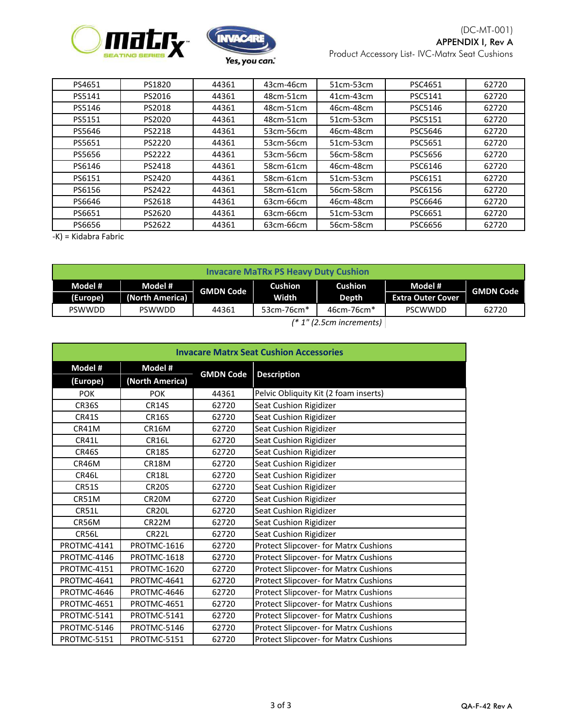| | | | | | | |
|---|---|---|---|---|---|---|
| PS4651 | PS1820 | 44361 | 43cm-46cm | 51cm-53cm | PSC4651 | 62720 |
| PS5141 | PS2016 | 44361 | 48cm-51cm | 41cm-43cm | PSC5141 | 62720 |
| PS5146 | PS2018 | 44361 | 48cm-51cm | 46cm-48cm | PSC5146 | 62720 |
| PS5151 | PS2020 | 44361 | 48cm-51cm | 51cm-53cm | PSC5151 | 62720 |
| PS5646 | PS2218 | 44361 | 53cm-56cm | 46cm-48cm | PSC5646 | 62720 |
| PS5651 | PS2220 | 44361 | 53cm-56cm | 51cm-53cm | PSC5651 | 62720 |
| PS5656 | PS2222 | 44361 | 53cm-56cm | 56cm-58cm | PSC5656 | 62720 |
| PS6146 | PS2418 | 44361 | 58cm-61cm | 46cm-48cm | PSC6146 | 62720 |
| PS6151 | PS2420 | 44361 | 58cm-61cm | 51cm-53cm | PSC6151 | 62720 |
| PS6156 | PS2422 | 44361 | 58cm-61cm | 56cm-58cm | PSC6156 | 62720 |
| PS6646 | PS2618 | 44361 | 63cm-66cm | 46cm-48cm | PSC6646 | 62720 |
| PS6651 | PS2620 | 44361 | 63cm-66cm | 51cm-53cm | PSC6651 | 62720 |
| PS6656 | PS2622 | 44361 | 63cm-66cm | 56cm-58cm | PSC6656 | 62720 |

-K) = Kidabra Fabric

**Invacare MaTRx PS Heavy Duty Cushion**

| Model # (Europe) | Model # (North America) | GMDN Code | Cushion Width | Cushion Depth | Model # Extra Outer Cover | GMDN Code |
|---|---|---|---|---|---|---|
| PSWWDD | PSWWDD | 44361 | 53cm-76cm* | 46cm-76cm* | PSCWWDD | 62720 |

*(* 1" (2.5cm increments)*

**Invacare Matrx Seat Cushion Accessories**

| Model # (Europe) | Model # (North America) | GMDN Code | Description |
|---|---|---|---|
| POK | POK | 44361 | Pelvic Obliquity Kit (2 foam inserts) |
| CR36S | CR14S | 62720 | Seat Cushion Rigidizer |
| CR41S | CR16S | 62720 | Seat Cushion Rigidizer |
| CR41M | CR16M | 62720 | Seat Cushion Rigidizer |
| CR41L | CR16L | 62720 | Seat Cushion Rigidizer |
| CR46S | CR18S | 62720 | Seat Cushion Rigidizer |
| CR46M | CR18M | 62720 | Seat Cushion Rigidizer |
| CR46L | CR18L | 62720 | Seat Cushion Rigidizer |
| CR51S | CR20S | 62720 | Seat Cushion Rigidizer |
| CR51M | CR20M | 62720 | Seat Cushion Rigidizer |
| CR51L | CR20L | 62720 | Seat Cushion Rigidizer |
| CR56M | CR22M | 62720 | Seat Cushion Rigidizer |
| CR56L | CR22L | 62720 | Seat Cushion Rigidizer |
| PROTMC-4141 | PROTMC-1616 | 62720 | Protect Slipcover- for Matrx Cushions |
| PROTMC-4146 | PROTMC-1618 | 62720 | Protect Slipcover- for Matrx Cushions |
| PROTMC-4151 | PROTMC-1620 | 62720 | Protect Slipcover- for Matrx Cushions |
| PROTMC-4641 | PROTMC-4641 | 62720 | Protect Slipcover- for Matrx Cushions |
| PROTMC-4646 | PROTMC-4646 | 62720 | Protect Slipcover- for Matrx Cushions |
| PROTMC-4651 | PROTMC-4651 | 62720 | Protect Slipcover- for Matrx Cushions |
| PROTMC-5141 | PROTMC-5141 | 62720 | Protect Slipcover- for Matrx Cushions |
| PROTMC-5146 | PROTMC-5146 | 62720 | Protect Slipcover- for Matrx Cushions |
| PROTMC-5151 | PROTMC-5151 | 62720 | Protect Slipcover- for Matrx Cushions |